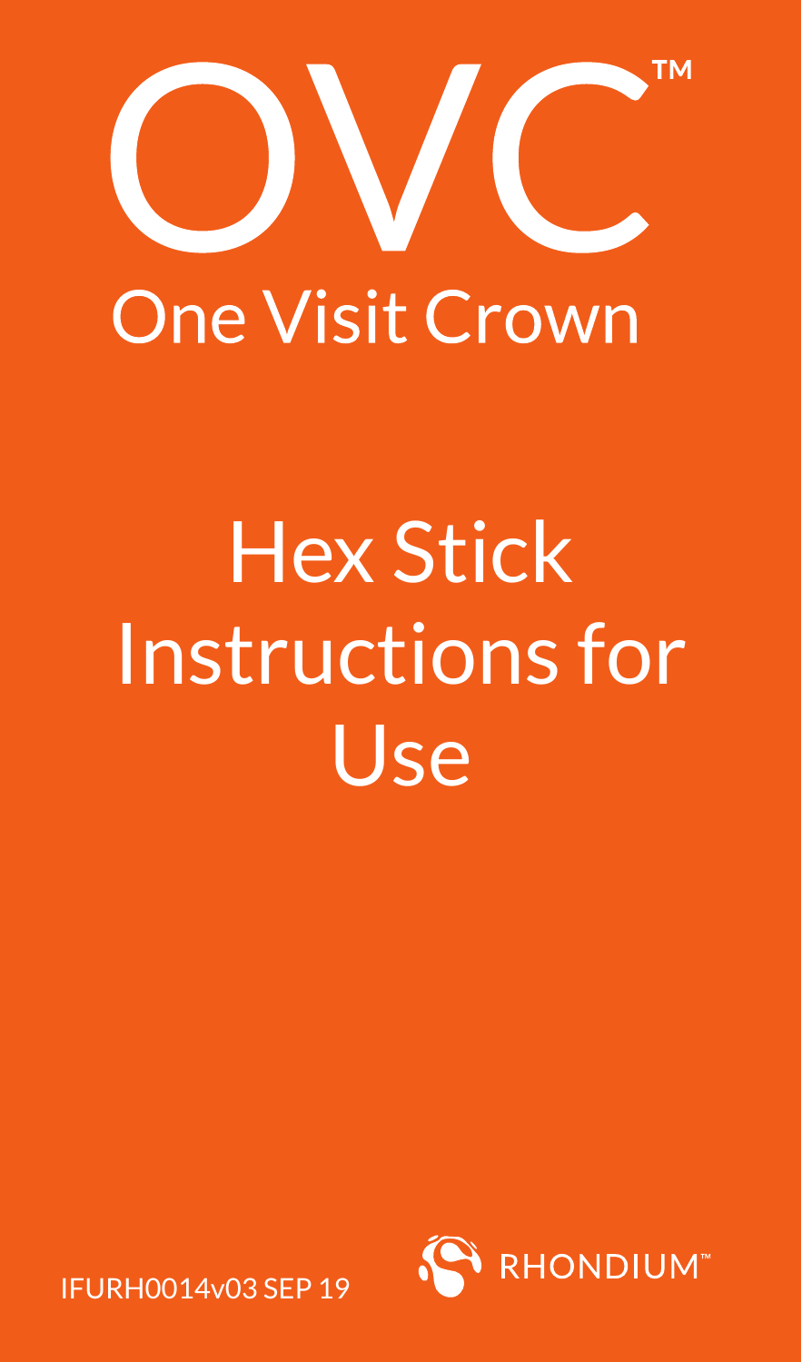# OVC™

## One Visit Crown

# Hex Stick Instructions for Use

IFURH0014v03 SEP 19

RHONDIUM™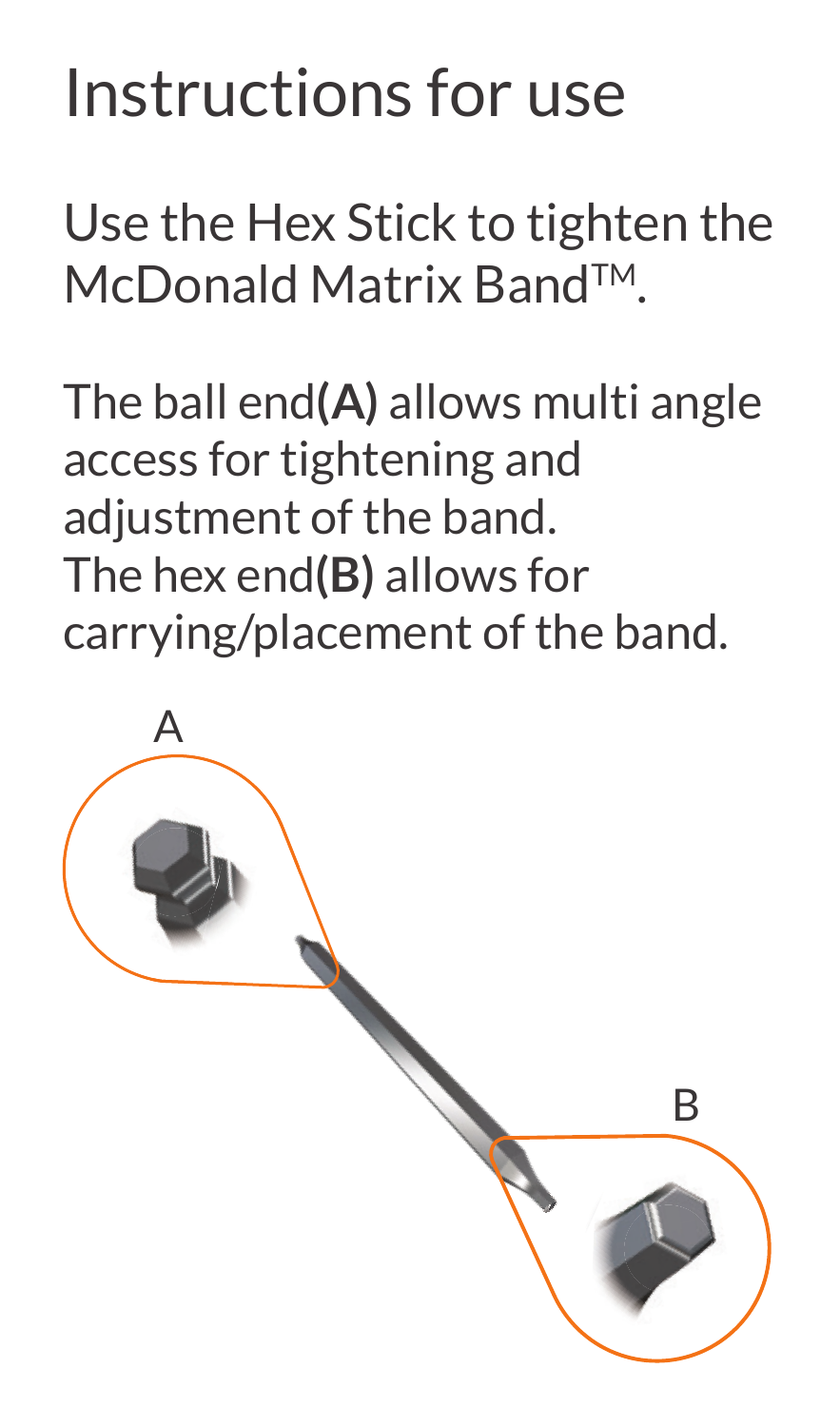# Instructions for use

Use the Hex Stick to tighten the McDonald Matrix Band™.

The ball end **(A)** allows multi angle access for tightening and adjustment of the band.
The hex end **(B)** allows for carrying/placement of the band.

A

B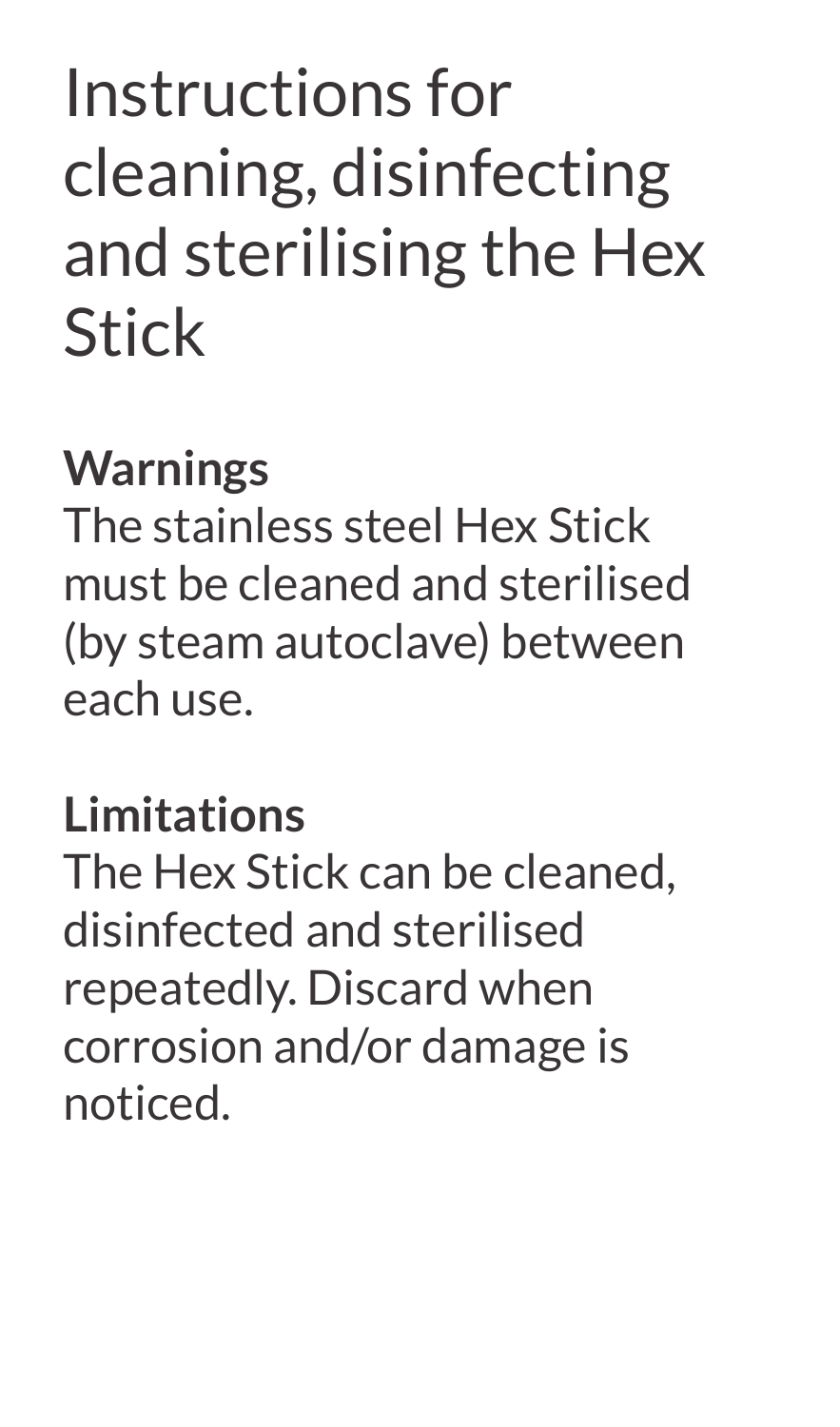# Instructions for cleaning, disinfecting and sterilising the Hex Stick

**Warnings**
The stainless steel Hex Stick must be cleaned and sterilised (by steam autoclave) between each use.

**Limitations**
The Hex Stick can be cleaned, disinfected and sterilised repeatedly. Discard when corrosion and/or damage is noticed.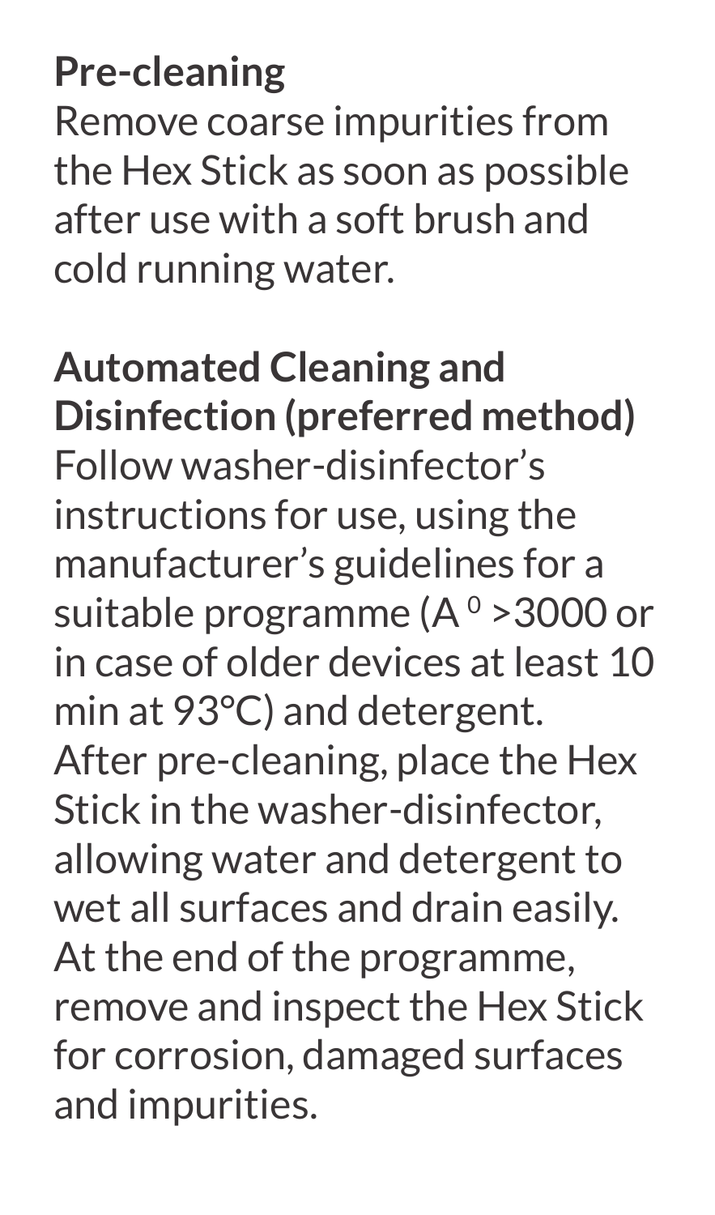**Pre-cleaning**
Remove coarse impurities from the Hex Stick as soon as possible after use with a soft brush and cold running water.

**Automated Cleaning and Disinfection (preferred method)**
Follow washer-disinfector's instructions for use, using the manufacturer's guidelines for a suitable programme ($A^0$ >3000 or in case of older devices at least 10 min at 93°C) and detergent.
After pre-cleaning, place the Hex Stick in the washer-disinfector, allowing water and detergent to wet all surfaces and drain easily.
At the end of the programme, remove and inspect the Hex Stick for corrosion, damaged surfaces and impurities.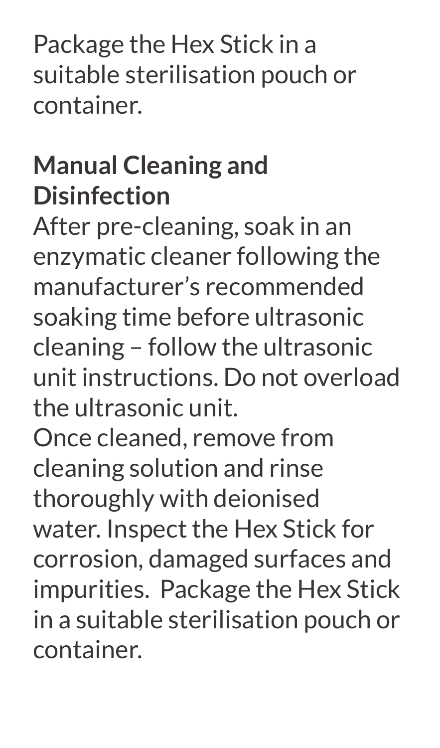Package the Hex Stick in a suitable sterilisation pouch or container.

**Manual Cleaning and Disinfection**

After pre-cleaning, soak in an enzymatic cleaner following the manufacturer's recommended soaking time before ultrasonic cleaning – follow the ultrasonic unit instructions. Do not overload the ultrasonic unit.

Once cleaned, remove from cleaning solution and rinse thoroughly with deionised water. Inspect the Hex Stick for corrosion, damaged surfaces and impurities. Package the Hex Stick in a suitable sterilisation pouch or container.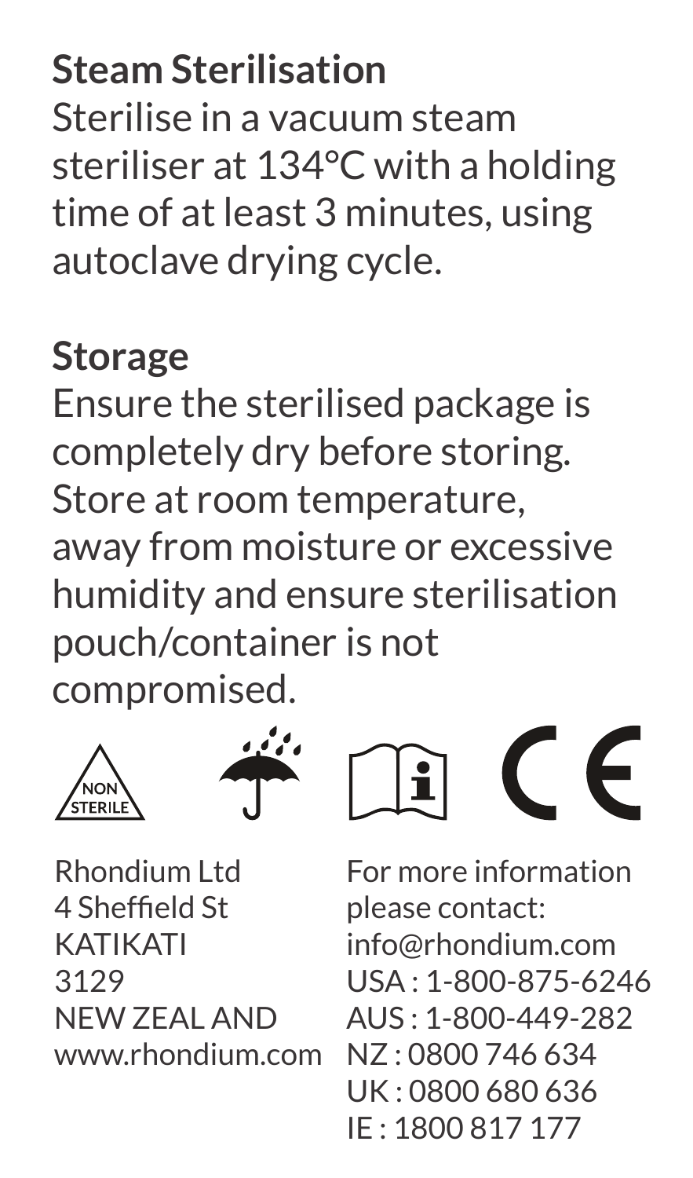## Steam Sterilisation

Sterilise in a vacuum steam steriliser at 134°C with a holding time of at least 3 minutes, using autoclave drying cycle.

## Storage

Ensure the sterilised package is completely dry before storing. Store at room temperature, away from moisture or excessive humidity and ensure sterilisation pouch/container is not compromised.

NON STERILE

CE

Rhondium Ltd
4 Sheffield St
KATIKATI
3129
NEW ZEAL AND
www.rhondium.com

For more information please contact:
info@rhondium.com
USA : 1-800-875-6246
AUS : 1-800-449-282
NZ : 0800 746 634
UK : 0800 680 636
IE : 1800 817 177